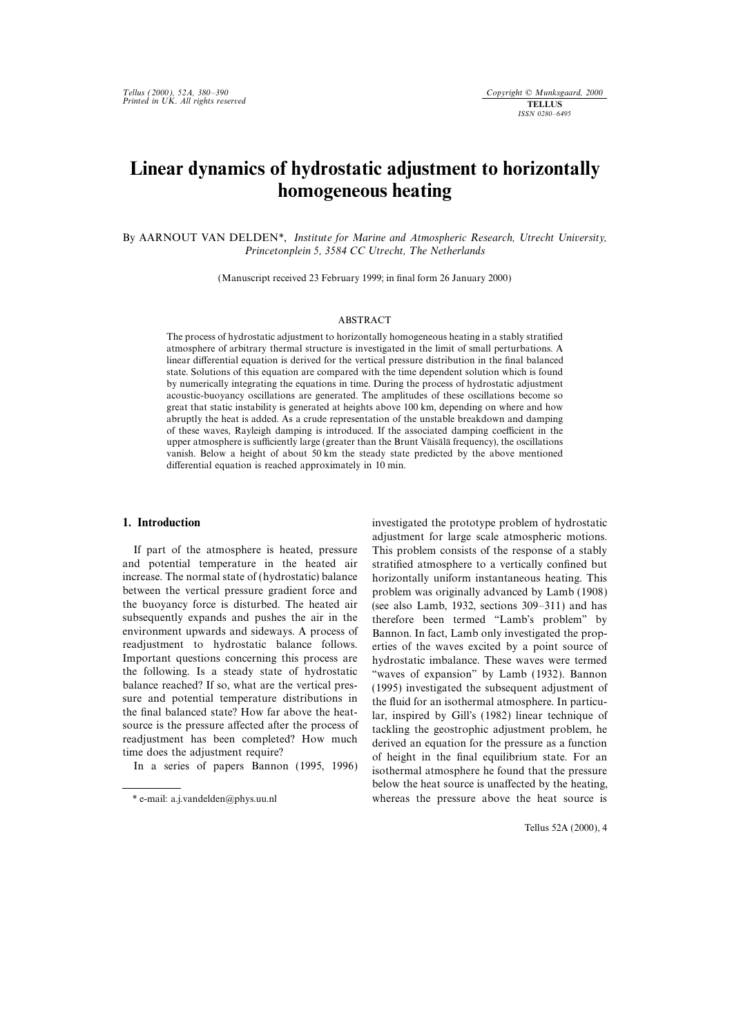# Linear dynamics of hydrostatic adjustment to horizontally homogeneous heating

By AARNOUT VAN DELDEN*, *Institute for Marine and Atmospheric Research, Utrecht University, Princetonplein 5, 3584 CC Utrecht, The Netherlands*

(Manuscript received 23 February 1999; in final form 26 January 2000)

## ABSTRACT

The process of hydrostatic adjustment to horizontally homogeneous heating in a stably stratified atmosphere of arbitrary thermal structure is investigated in the limit of small perturbations. A linear differential equation is derived for the vertical pressure distribution in the final balanced state. Solutions of this equation are compared with the time dependent solution which is found by numerically integrating the equations in time. During the process of hydrostatic adjustment acoustic-buoyancy oscillations are generated. The amplitudes of these oscillations become so great that static instability is generated at heights above 100 km, depending on where and how abruptly the heat is added. As a crude representation of the unstable breakdown and damping of these waves, Rayleigh damping is introduced. If the associated damping coefficient in the upper atmosphere is sufficiently large (greater than the Brunt Väisälä frequency), the oscillations vanish. Below a height of about 50 km the steady state predicted by the above mentioned differential equation is reached approximately in 10 min.

## 1. Introduction

If part of the atmosphere is heated, pressure and potential temperature in the heated air increase. The normal state of (hydrostatic) balance between the vertical pressure gradient force and the buoyancy force is disturbed. The heated air subsequently expands and pushes the air in the environment upwards and sideways. A process of readjustment to hydrostatic balance follows. Important questions concerning this process are the following. Is a steady state of hydrostatic balance reached? If so, what are the vertical pressure and potential temperature distributions in the final balanced state? How far above the heat-source is the pressure affected after the process of readjustment has been completed? How much time does the adjustment require?

In a series of papers Bannon (1995, 1996) investigated the prototype problem of hydrostatic adjustment for large scale atmospheric motions. This problem consists of the response of a stably stratified atmosphere to a vertically confined but horizontally uniform instantaneous heating. This problem was originally advanced by Lamb (1908) (see also Lamb, 1932, sections 309–311) and has therefore been termed "Lamb's problem" by Bannon. In fact, Lamb only investigated the properties of the waves excited by a point source of hydrostatic imbalance. These waves were termed "waves of expansion" by Lamb (1932). Bannon (1995) investigated the subsequent adjustment of the fluid for an isothermal atmosphere. In particular, inspired by Gill's (1982) linear technique of tackling the geostrophic adjustment problem, he derived an equation for the pressure as a function of height in the final equilibrium state. For an isothermal atmosphere he found that the pressure below the heat source is unaffected by the heating, whereas the pressure above the heat source is

* e-mail: a.j.vandelden@phys.uu.nl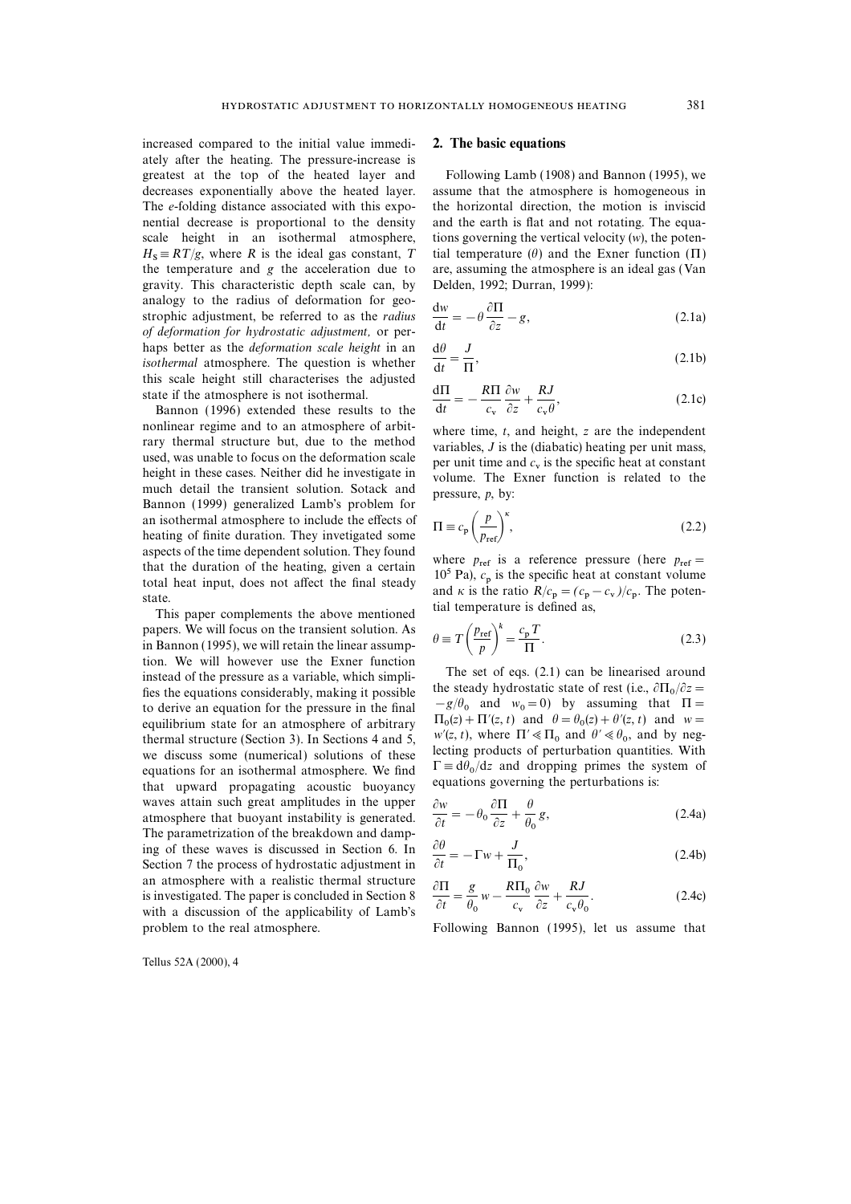increased compared to the initial value immediately after the heating. The pressure-increase is greatest at the top of the heated layer and decreases exponentially above the heated layer. The *e*-folding distance associated with this exponential decrease is proportional to the density scale height in an isothermal atmosphere, $H_S \equiv RT/g$, where $R$ is the ideal gas constant, $T$ the temperature and $g$ the acceleration due to gravity. This characteristic depth scale can, by analogy to the radius of deformation for geostrophic adjustment, be referred to as the *radius of deformation for hydrostatic adjustment,* or perhaps better as the *deformation scale height* in an *isothermal* atmosphere. The question is whether this scale height still characterises the adjusted state if the atmosphere is not isothermal.

Bannon (1996) extended these results to the nonlinear regime and to an atmosphere of arbitrary thermal structure but, due to the method used, was unable to focus on the deformation scale height in these cases. Neither did he investigate in much detail the transient solution. Sotack and Bannon (1999) generalized Lamb's problem for an isothermal atmosphere to include the effects of heating of finite duration. They invetigated some aspects of the time dependent solution. They found that the duration of the heating, given a certain total heat input, does not affect the final steady state.

This paper complements the above mentioned papers. We will focus on the transient solution. As in Bannon (1995), we will retain the linear assumption. We will however use the Exner function instead of the pressure as a variable, which simplifies the equations considerably, making it possible to derive an equation for the pressure in the final equilibrium state for an atmosphere of arbitrary thermal structure (Section 3). In Sections 4 and 5, we discuss some (numerical) solutions of these equations for an isothermal atmosphere. We find that upward propagating acoustic buoyancy waves attain such great amplitudes in the upper atmosphere that buoyant instability is generated. The parametrization of the breakdown and damping of these waves is discussed in Section 6. In Section 7 the process of hydrostatic adjustment in an atmosphere with a realistic thermal structure is investigated. The paper is concluded in Section 8 with a discussion of the applicability of Lamb's problem to the real atmosphere.

## 2. The basic equations

Following Lamb (1908) and Bannon (1995), we assume that the atmosphere is homogeneous in the horizontal direction, the motion is inviscid and the earth is flat and not rotating. The equations governing the vertical velocity ($w$), the potential temperature ($\theta$) and the Exner function ($\Pi$) are, assuming the atmosphere is an ideal gas (Van Delden, 1992; Durran, 1999):

$$\frac{dw}{dt} = -\theta\frac{\partial \Pi}{\partial z} - g, \tag{2.1a}$$

$$\frac{d\theta}{dt} = \frac{J}{\Pi}, \tag{2.1b}$$

$$\frac{d\Pi}{dt} = -\frac{R\Pi}{c_v}\frac{\partial w}{\partial z} + \frac{RJ}{c_v\theta}, \tag{2.1c}$$

where time, $t$, and height, $z$ are the independent variables, $J$ is the (diabatic) heating per unit mass, per unit time and $c_v$ is the specific heat at constant volume. The Exner function is related to the pressure, $p$, by:

$$\Pi \equiv c_p\left(\frac{p}{p_{\text{ref}}}\right)^{\kappa}, \tag{2.2}$$

where $p_{\text{ref}}$ is a reference pressure (here $p_{\text{ref}} = 10^5$ Pa), $c_p$ is the specific heat at constant volume and $\kappa$ is the ratio $R/c_p = (c_p - c_v)/c_p$. The potential temperature is defined as,

$$\theta \equiv T\left(\frac{p_{\text{ref}}}{p}\right)^{k} = \frac{c_p T}{\Pi}. \tag{2.3}$$

The set of eqs. (2.1) can be linearised around the steady hydrostatic state of rest (i.e., $\partial\Pi_0/\partial z = -g/\theta_0$ and $w_0 = 0$) by assuming that $\Pi = \Pi_0(z) + \Pi'(z, t)$ and $\theta = \theta_0(z) + \theta'(z, t)$ and $w = w'(z, t)$, where $\Pi' \ll \Pi_0$ and $\theta' \ll \theta_0$, and by neglecting products of perturbation quantities. With $\Gamma \equiv d\theta_0/dz$ and dropping primes the system of equations governing the perturbations is:

$$\frac{\partial w}{\partial t} = -\theta_0\frac{\partial \Pi}{\partial z} + \frac{\theta}{\theta_0}g, \tag{2.4a}$$

$$\frac{\partial \theta}{\partial t} = -\Gamma w + \frac{J}{\Pi_0}, \tag{2.4b}$$

$$\frac{\partial \Pi}{\partial t} = \frac{g}{\theta_0}w - \frac{R\Pi_0}{c_v}\frac{\partial w}{\partial z} + \frac{RJ}{c_v\theta_0}. \tag{2.4c}$$

Following Bannon (1995), let us assume that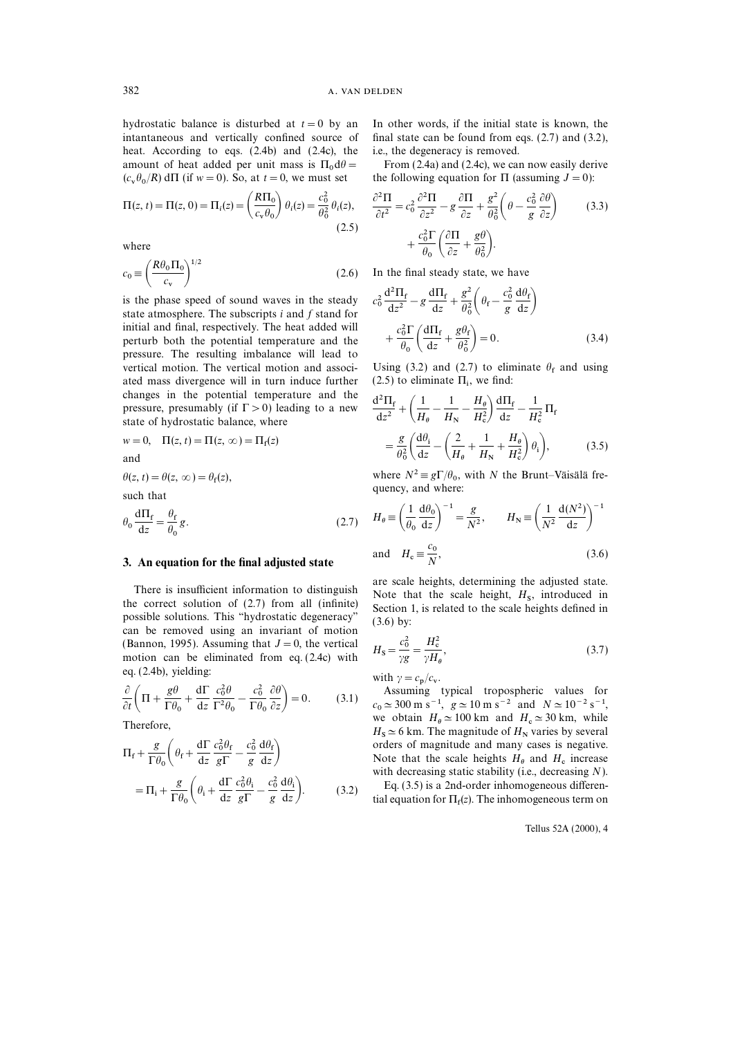hydrostatic balance is disturbed at $t = 0$ by an intantaneous and vertically confined source of heat. According to eqs. (2.4b) and (2.4c), the amount of heat added per unit mass is $\Pi_0 \mathrm{d}\theta = (c_v \theta_0 / R)\,\mathrm{d}\Pi$ (if $w = 0$). So, at $t = 0$, we must set

$$\Pi(z, t) = \Pi(z, 0) = \Pi_i(z) = \left(\frac{R\Pi_0}{c_v \theta_0}\right)\theta_i(z) = \frac{c_0^2}{\theta_0^2}\theta_i(z), \tag{2.5}$$

where

$$c_0 \equiv \left(\frac{R\theta_0 \Pi_0}{c_v}\right)^{1/2} \tag{2.6}$$

is the phase speed of sound waves in the steady state atmosphere. The subscripts $i$ and $f$ stand for initial and final, respectively. The heat added will perturb both the potential temperature and the pressure. The resulting imbalance will lead to vertical motion. The vertical motion and associated mass divergence will in turn induce further changes in the potential temperature and the pressure, presumably (if $\Gamma > 0$) leading to a new state of hydrostatic balance, where

$$w = 0, \quad \Pi(z, t) = \Pi(z, \infty) = \Pi_f(z)$$

and

$$\theta(z, t) = \theta(z, \infty) = \theta_f(z),$$

such that

$$\theta_0 \frac{\mathrm{d}\Pi_f}{\mathrm{d}z} = \frac{\theta_f}{\theta_0} g. \tag{2.7}$$

## 3. An equation for the final adjusted state

There is insufficient information to distinguish the correct solution of (2.7) from all (infinite) possible solutions. This "hydrostatic degeneracy" can be removed using an invariant of motion (Bannon, 1995). Assuming that $J = 0$, the vertical motion can be eliminated from eq. (2.4c) with eq. (2.4b), yielding:

$$\frac{\partial}{\partial t}\left(\Pi + \frac{g\theta}{\Gamma\theta_0} + \frac{\mathrm{d}\Gamma}{\mathrm{d}z}\frac{c_0^2\theta}{\Gamma^2\theta_0} - \frac{c_0^2}{\Gamma\theta_0}\frac{\partial\theta}{\partial z}\right) = 0. \tag{3.1}$$

Therefore,

$$\Pi_f + \frac{g}{\Gamma\theta_0}\left(\theta_f + \frac{\mathrm{d}\Gamma}{\mathrm{d}z}\frac{c_0^2\theta_f}{g\Gamma} - \frac{c_0^2}{g}\frac{\mathrm{d}\theta_f}{\mathrm{d}z}\right) = \Pi_i + \frac{g}{\Gamma\theta_0}\left(\theta_i + \frac{\mathrm{d}\Gamma}{\mathrm{d}z}\frac{c_0^2\theta_i}{g\Gamma} - \frac{c_0^2}{g}\frac{\mathrm{d}\theta_i}{\mathrm{d}z}\right). \tag{3.2}$$

In other words, if the initial state is known, the final state can be found from eqs. (2.7) and (3.2), i.e., the degeneracy is removed.

From (2.4a) and (2.4c), we can now easily derive the following equation for $\Pi$ (assuming $J = 0$):

$$\frac{\partial^2\Pi}{\partial t^2} = c_0^2\frac{\partial^2\Pi}{\partial z^2} - g\frac{\partial\Pi}{\partial z} + \frac{g^2}{\theta_0^2}\left(\theta - \frac{c_0^2}{g}\frac{\partial\theta}{\partial z}\right) + \frac{c_0^2\Gamma}{\theta_0}\left(\frac{\partial\Pi}{\partial z} + \frac{g\theta}{\theta_0^2}\right). \tag{3.3}$$

In the final steady state, we have

$$c_0^2\frac{\mathrm{d}^2\Pi_f}{\mathrm{d}z^2} - g\frac{\mathrm{d}\Pi_f}{\mathrm{d}z} + \frac{g^2}{\theta_0^2}\left(\theta_f - \frac{c_0^2}{g}\frac{\mathrm{d}\theta_f}{\mathrm{d}z}\right) + \frac{c_0^2\Gamma}{\theta_0}\left(\frac{\mathrm{d}\Pi_f}{\mathrm{d}z} + \frac{g\theta_f}{\theta_0^2}\right) = 0. \tag{3.4}$$

Using (3.2) and (2.7) to eliminate $\theta_f$ and using (2.5) to eliminate $\Pi_i$, we find:

$$\frac{\mathrm{d}^2\Pi_f}{\mathrm{d}z^2} + \left(\frac{1}{H_\theta} - \frac{1}{H_N} - \frac{H_\theta}{H_c^2}\right)\frac{\mathrm{d}\Pi_f}{\mathrm{d}z} - \frac{1}{H_c^2}\Pi_f = \frac{g}{\theta_0^2}\left(\frac{\mathrm{d}\theta_i}{\mathrm{d}z} - \left(\frac{2}{H_\theta} + \frac{1}{H_N} + \frac{H_\theta}{H_c^2}\right)\theta_i\right), \tag{3.5}$$

where $N^2 \equiv g\Gamma/\theta_0$, with $N$ the Brunt–Väisälä frequency, and where:

$$H_\theta \equiv \left(\frac{1}{\theta_0}\frac{\mathrm{d}\theta_0}{\mathrm{d}z}\right)^{-1} = \frac{g}{N^2}, \qquad H_N \equiv \left(\frac{1}{N^2}\frac{\mathrm{d}(N^2)}{\mathrm{d}z}\right)^{-1}$$

$$\text{and} \quad H_c \equiv \frac{c_0}{N}, \tag{3.6}$$

are scale heights, determining the adjusted state. Note that the scale height, $H_S$, introduced in Section 1, is related to the scale heights defined in (3.6) by:

$$H_S = \frac{c_0^2}{\gamma g} = \frac{H_c^2}{\gamma H_\theta}, \tag{3.7}$$

with $\gamma = c_p/c_v$.

Assuming typical tropospheric values for $c_0 \simeq 300\ \mathrm{m\,s^{-1}}$, $g \simeq 10\ \mathrm{m\,s^{-2}}$ and $N \simeq 10^{-2}\ \mathrm{s^{-1}}$, we obtain $H_\theta \simeq 100$ km and $H_c \simeq 30$ km, while $H_S \simeq 6$ km. The magnitude of $H_N$ varies by several orders of magnitude and many cases is negative. Note that the scale heights $H_\theta$ and $H_c$ increase with decreasing static stability (i.e., decreasing $N$).

Eq. (3.5) is a 2nd-order inhomogeneous differential equation for $\Pi_f(z)$. The inhomogeneous term on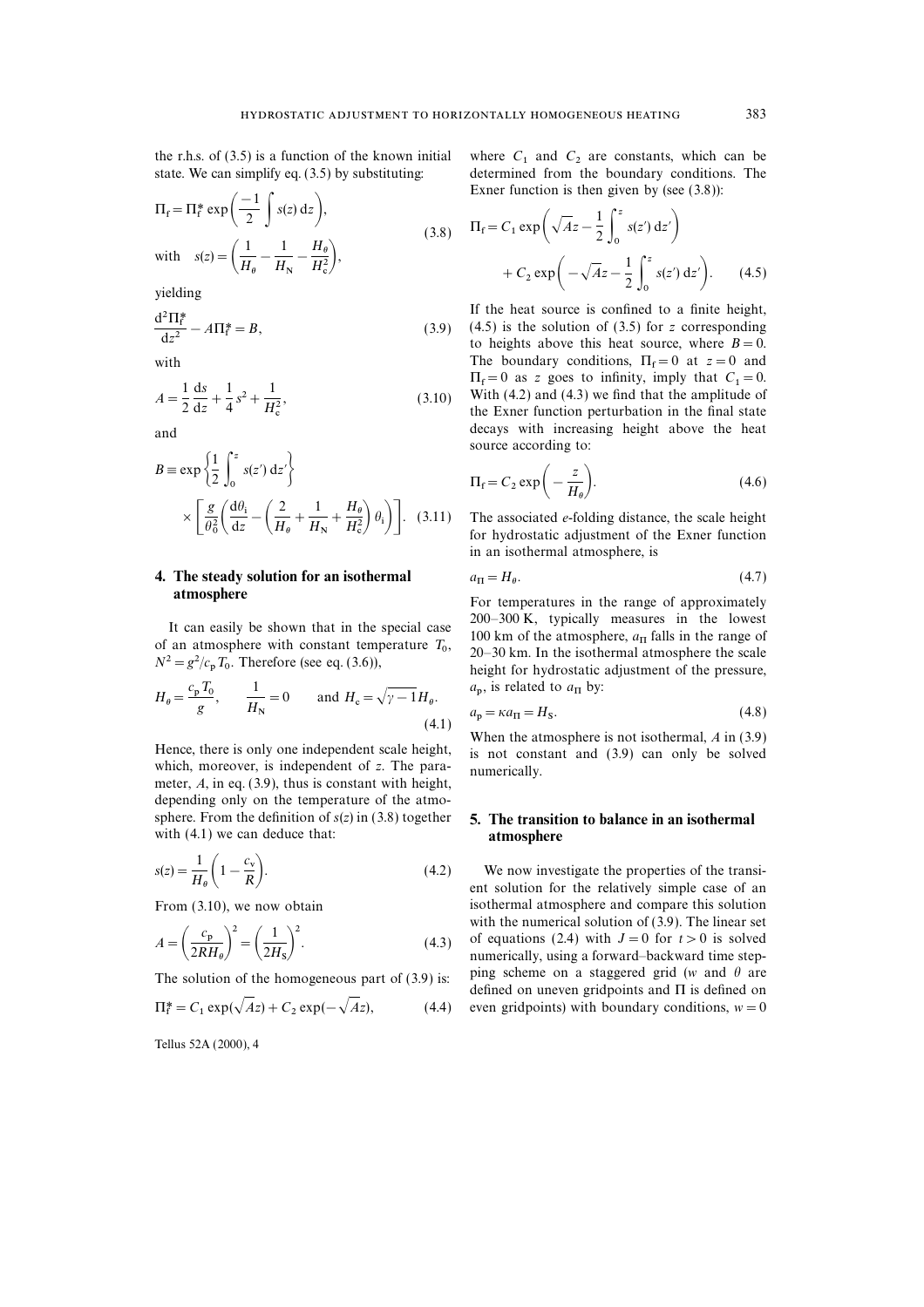the r.h.s. of (3.5) is a function of the known initial state. We can simplify eq. (3.5) by substituting:

$$\Pi_f = \Pi_f^* \exp\left(\frac{-1}{2}\int s(z)\,dz\right),$$
$$\text{with} \quad s(z) = \left(\frac{1}{H_\theta} - \frac{1}{H_N} - \frac{H_\theta}{H_c^2}\right), \tag{3.8}$$

yielding

$$\frac{d^2\Pi_f^*}{dz^2} - A\Pi_f^* = B, \tag{3.9}$$

with

$$A = \frac{1}{2}\frac{ds}{dz} + \frac{1}{4}s^2 + \frac{1}{H_c^2}, \tag{3.10}$$

and

$$B \equiv \exp\left\{\frac{1}{2}\int_0^z s(z')\,dz'\right\} \times \left[\frac{g}{\theta_0^2}\left(\frac{d\theta_i}{dz} - \left(\frac{2}{H_\theta} + \frac{1}{H_N} + \frac{H_\theta}{H_c^2}\right)\theta_i\right)\right]. \tag{3.11}$$

## 4. The steady solution for an isothermal atmosphere

It can easily be shown that in the special case of an atmosphere with constant temperature $T_0$, $N^2 = g^2/c_p T_0$. Therefore (see eq. (3.6)),

$$H_\theta = \frac{c_p T_0}{g}, \qquad \frac{1}{H_N} = 0 \qquad \text{and } H_c = \sqrt{\gamma - 1}\,H_\theta. \tag{4.1}$$

Hence, there is only one independent scale height, which, moreover, is independent of $z$. The parameter, $A$, in eq. (3.9), thus is constant with height, depending only on the temperature of the atmosphere. From the definition of $s(z)$ in (3.8) together with (4.1) we can deduce that:

$$s(z) = \frac{1}{H_\theta}\left(1 - \frac{c_v}{R}\right). \tag{4.2}$$

From (3.10), we now obtain

$$A = \left(\frac{c_p}{2RH_\theta}\right)^2 = \left(\frac{1}{2H_S}\right)^2. \tag{4.3}$$

The solution of the homogeneous part of (3.9) is:

$$\Pi_f^* = C_1 \exp(\sqrt{A}z) + C_2 \exp(-\sqrt{A}z), \tag{4.4}$$

where $C_1$ and $C_2$ are constants, which can be determined from the boundary conditions. The Exner function is then given by (see (3.8)):

$$\Pi_f = C_1 \exp\left(\sqrt{A}z - \frac{1}{2}\int_0^z s(z')\,dz'\right) + C_2 \exp\left(-\sqrt{A}z - \frac{1}{2}\int_0^z s(z')\,dz'\right). \tag{4.5}$$

If the heat source is confined to a finite height, (4.5) is the solution of (3.5) for $z$ corresponding to heights above this heat source, where $B = 0$. The boundary conditions, $\Pi_f = 0$ at $z = 0$ and $\Pi_f = 0$ as $z$ goes to infinity, imply that $C_1 = 0$. With (4.2) and (4.3) we find that the amplitude of the Exner function perturbation in the final state decays with increasing height above the heat source according to:

$$\Pi_f = C_2 \exp\left(-\frac{z}{H_\theta}\right). \tag{4.6}$$

The associated $e$-folding distance, the scale height for hydrostatic adjustment of the Exner function in an isothermal atmosphere, is

$$a_\Pi = H_\theta. \tag{4.7}$$

For temperatures in the range of approximately 200–300 K, typically measures in the lowest 100 km of the atmosphere, $a_\Pi$ falls in the range of 20–30 km. In the isothermal atmosphere the scale height for hydrostatic adjustment of the pressure, $a_p$, is related to $a_\Pi$ by:

$$a_p = \kappa a_\Pi = H_S. \tag{4.8}$$

When the atmosphere is not isothermal, $A$ in (3.9) is not constant and (3.9) can only be solved numerically.

## 5. The transition to balance in an isothermal atmosphere

We now investigate the properties of the transient solution for the relatively simple case of an isothermal atmosphere and compare this solution with the numerical solution of (3.9). The linear set of equations (2.4) with $J = 0$ for $t > 0$ is solved numerically, using a forward–backward time stepping scheme on a staggered grid ($w$ and $\theta$ are defined on uneven gridpoints and $\Pi$ is defined on even gridpoints) with boundary conditions, $w = 0$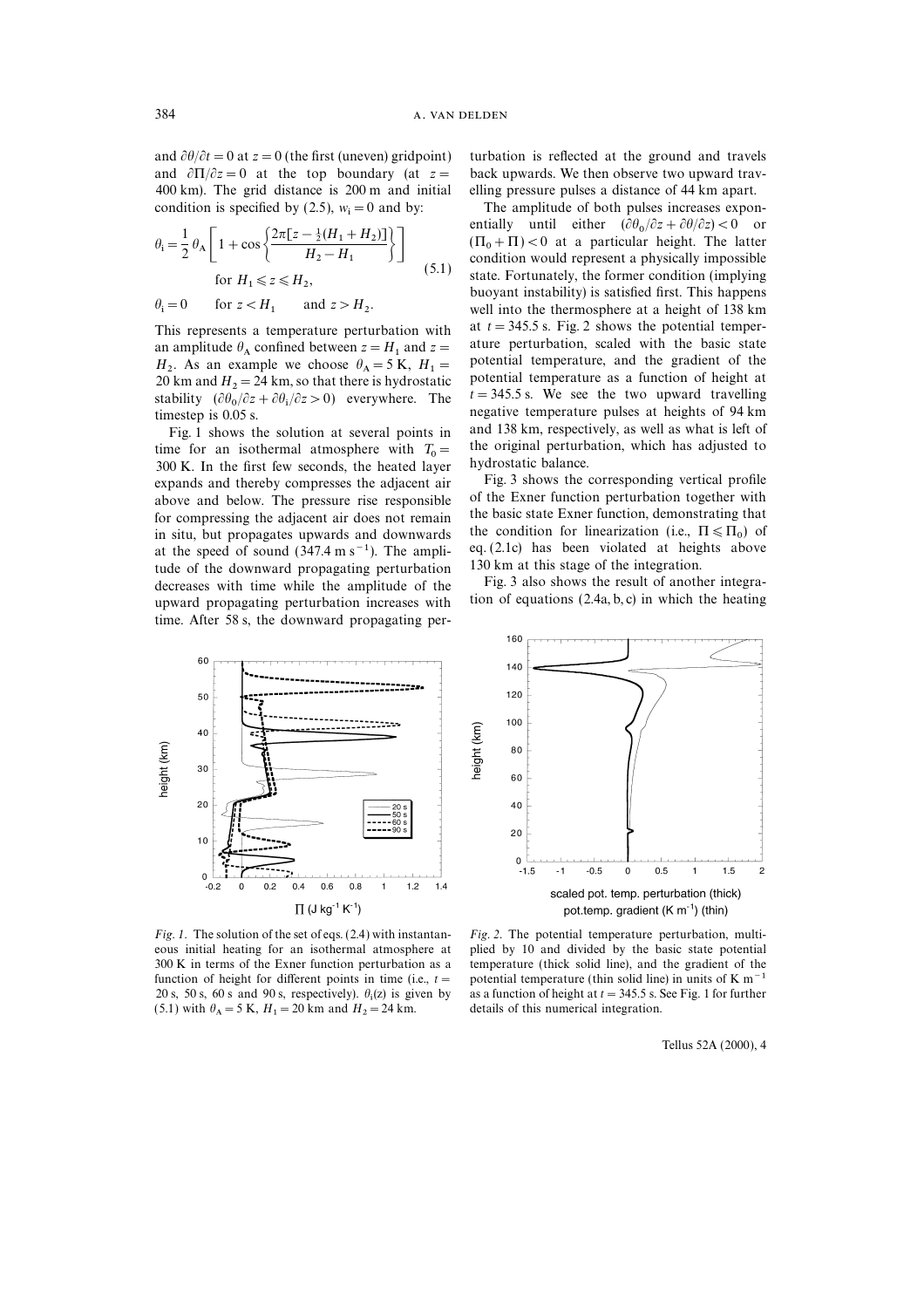and $\partial\theta/\partial t = 0$ at $z = 0$ (the first (uneven) gridpoint) and $\partial\Pi/\partial z = 0$ at the top boundary (at $z =$ 400 km). The grid distance is 200 m and initial condition is specified by (2.5), $w_i = 0$ and by:

$$\theta_i = \frac{1}{2}\theta_A\left[1 + \cos\left\{\frac{2\pi[z - \frac{1}{2}(H_1 + H_2)]}{H_2 - H_1}\right\}\right]$$
$$\text{for } H_1 \leqslant z \leqslant H_2, \tag{5.1}$$
$$\theta_i = 0 \quad \text{for } z < H_1 \quad \text{and } z > H_2.$$

This represents a temperature perturbation with an amplitude $\theta_A$ confined between $z = H_1$ and $z = H_2$. As an example we choose $\theta_A = 5$ K, $H_1 =$ 20 km and $H_2 = 24$ km, so that there is hydrostatic stability $(\partial\theta_0/\partial z + \partial\theta_i/\partial z > 0)$ everywhere. The timestep is 0.05 s.

Fig. 1 shows the solution at several points in time for an isothermal atmosphere with $T_0 =$ 300 K. In the first few seconds, the heated layer expands and thereby compresses the adjacent air above and below. The pressure rise responsible for compressing the adjacent air does not remain in situ, but propagates upwards and downwards at the speed of sound (347.4 m s$^{-1}$). The amplitude of the downward propagating perturbation decreases with time while the amplitude of the upward propagating perturbation increases with time. After 58 s, the downward propagating perturbation is reflected at the ground and travels back upwards. We then observe two upward travelling pressure pulses a distance of 44 km apart.

The amplitude of both pulses increases exponentially until either $(\partial\theta_0/\partial z + \partial\theta/\partial z) < 0$ or $(\Pi_0 + \Pi) < 0$ at a particular height. The latter condition would represent a physically impossible state. Fortunately, the former condition (implying buoyant instability) is satisfied first. This happens well into the thermosphere at a height of 138 km at $t = 345.5$ s. Fig. 2 shows the potential temperature perturbation, scaled with the basic state potential temperature, and the gradient of the potential temperature as a function of height at $t = 345.5$ s. We see the two upward travelling negative temperature pulses at heights of 94 km and 138 km, respectively, as well as what is left of the original perturbation, which has adjusted to hydrostatic balance.

Fig. 3 shows the corresponding vertical profile of the Exner function perturbation together with the basic state Exner function, demonstrating that the condition for linearization (i.e., $\Pi \ll \Pi_0$) of eq. (2.1c) has been violated at heights above 130 km at this stage of the integration.

Fig. 3 also shows the result of another integration of equations (2.4a, b, c) in which the heating

*Fig. 1.* The solution of the set of eqs. (2.4) with instantaneous initial heating for an isothermal atmosphere at 300 K in terms of the Exner function perturbation as a function of height for different points in time (i.e., $t =$ 20 s, 50 s, 60 s and 90 s, respectively). $\theta_i(z)$ is given by (5.1) with $\theta_A = 5$ K, $H_1 = 20$ km and $H_2 = 24$ km.

*Fig. 2.* The potential temperature perturbation, multiplied by 10 and divided by the basic state potential temperature (thick solid line), and the gradient of the potential temperature (thin solid line) in units of K m$^{-1}$ as a function of height at $t = 345.5$ s. See Fig. 1 for further details of this numerical integration.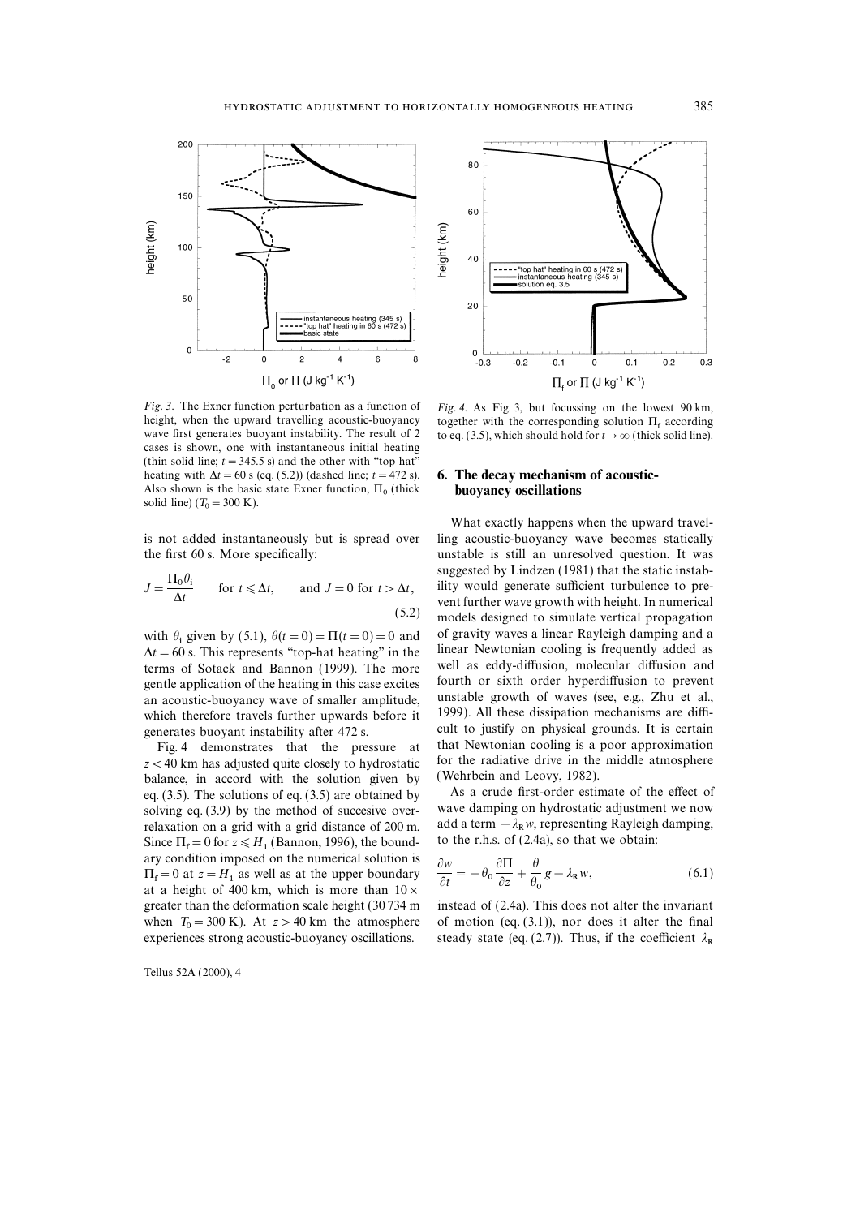*Fig. 3.* The Exner function perturbation as a function of height, when the upward travelling acoustic-buoyancy wave first generates buoyant instability. The result of 2 cases is shown, one with instantaneous initial heating (thin solid line; $t = 345.5$ s) and the other with "top hat" heating with $\Delta t = 60$ s (eq. (5.2)) (dashed line; $t = 472$ s). Also shown is the basic state Exner function, $\Pi_0$ (thick solid line) ($T_0 = 300$ K).

*Fig. 4.* As Fig. 3, but focussing on the lowest 90 km, together with the corresponding solution $\Pi_f$ according to eq. (3.5), which should hold for $t \to \infty$ (thick solid line).

is not added instantaneously but is spread over the first 60 s. More specifically:

$$J = \frac{\Pi_0 \theta_i}{\Delta t} \quad \text{for } t \leqslant \Delta t, \quad \text{and } J = 0 \text{ for } t > \Delta t, \tag{5.2}$$

with $\theta_i$ given by (5.1), $\theta(t=0) = \Pi(t=0) = 0$ and $\Delta t = 60$ s. This represents "top-hat heating" in the terms of Sotack and Bannon (1999). The more gentle application of the heating in this case excites an acoustic-buoyancy wave of smaller amplitude, which therefore travels further upwards before it generates buoyant instability after 472 s.

Fig. 4 demonstrates that the pressure at $z < 40$ km has adjusted quite closely to hydrostatic balance, in accord with the solution given by eq. (3.5). The solutions of eq. (3.5) are obtained by solving eq. (3.9) by the method of succesive over-relaxation on a grid with a grid distance of 200 m. Since $\Pi_f = 0$ for $z \leqslant H_1$ (Bannon, 1996), the boundary condition imposed on the numerical solution is $\Pi_f = 0$ at $z = H_1$ as well as at the upper boundary at a height of 400 km, which is more than $10 \times$ greater than the deformation scale height (30 734 m when $T_0 = 300$ K). At $z > 40$ km the atmosphere experiences strong acoustic-buoyancy oscillations.

## 6. The decay mechanism of acoustic-buoyancy oscillations

What exactly happens when the upward travelling acoustic-buoyancy wave becomes statically unstable is still an unresolved question. It was suggested by Lindzen (1981) that the static instability would generate sufficient turbulence to prevent further wave growth with height. In numerical models designed to simulate vertical propagation of gravity waves a linear Rayleigh damping and a linear Newtonian cooling is frequently added as well as eddy-diffusion, molecular diffusion and fourth or sixth order hyperdiffusion to prevent unstable growth of waves (see, e.g., Zhu et al., 1999). All these dissipation mechanisms are difficult to justify on physical grounds. It is certain that Newtonian cooling is a poor approximation for the radiative drive in the middle atmosphere (Wehrbein and Leovy, 1982).

As a crude first-order estimate of the effect of wave damping on hydrostatic adjustment we now add a term $-\lambda_R w$, representing Rayleigh damping, to the r.h.s. of (2.4a), so that we obtain:

$$\frac{\partial w}{\partial t} = -\theta_0 \frac{\partial \Pi}{\partial z} + \frac{\theta}{\theta_0} g - \lambda_R w, \tag{6.1}$$

instead of (2.4a). This does not alter the invariant of motion (eq. (3.1)), nor does it alter the final steady state (eq. (2.7)). Thus, if the coefficient $\lambda_R$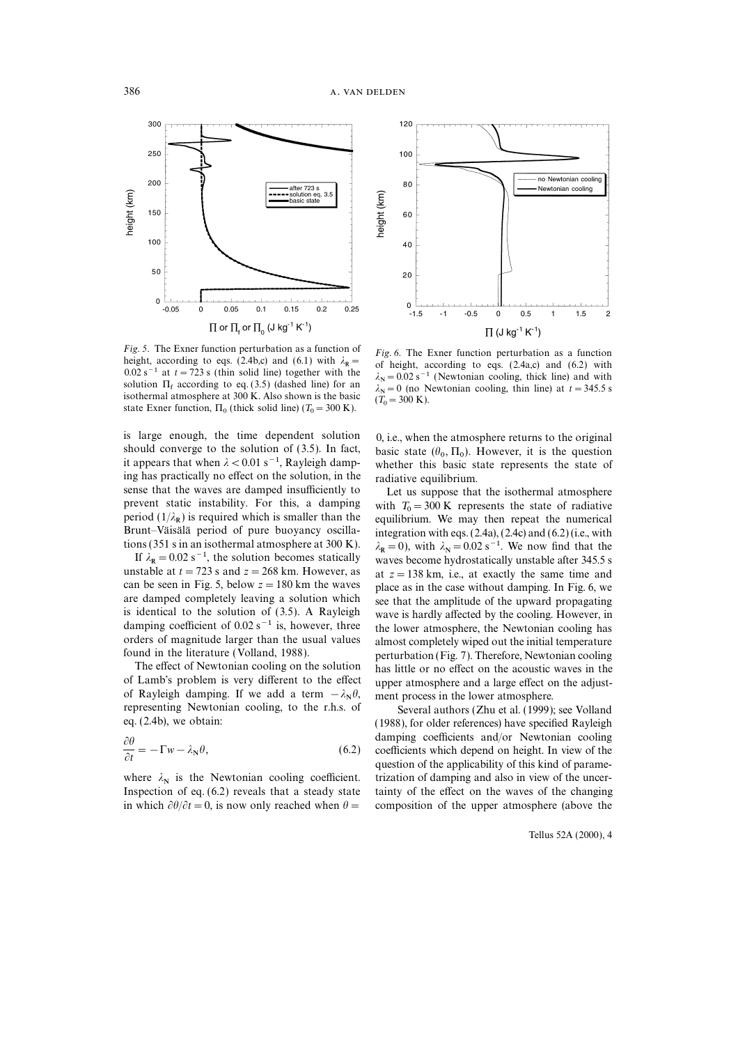*Fig. 5.* The Exner function perturbation as a function of height, according to eqs. (2.4b,c) and (6.1) with $\lambda_R = 0.02\ s^{-1}$ at $t = 723$ s (thin solid line) together with the solution $\Pi_f$ according to eq. (3.5) (dashed line) for an isothermal atmosphere at 300 K. Also shown is the basic state Exner function, $\Pi_0$ (thick solid line) ($T_0 = 300$ K).

*Fig. 6.* The Exner function perturbation as a function of height, according to eqs. (2.4a,c) and (6.2) with $\lambda_N = 0.02\ s^{-1}$ (Newtonian cooling, thick line) and with $\lambda_N = 0$ (no Newtonian cooling, thin line) at $t = 345.5$ s ($T_0 = 300$ K).

is large enough, the time dependent solution should converge to the solution of (3.5). In fact, it appears that when $\lambda < 0.01\ s^{-1}$, Rayleigh damping has practically no effect on the solution, in the sense that the waves are damped insufficiently to prevent static instability. For this, a damping period ($1/\lambda_R$) is required which is smaller than the Brunt–Väisälä period of pure buoyancy oscillations (351 s in an isothermal atmosphere at 300 K).

If $\lambda_R = 0.02\ s^{-1}$, the solution becomes statically unstable at $t = 723$ s and $z = 268$ km. However, as can be seen in Fig. 5, below $z = 180$ km the waves are damped completely leaving a solution which is identical to the solution of (3.5). A Rayleigh damping coefficient of $0.02\ s^{-1}$ is, however, three orders of magnitude larger than the usual values found in the literature (Volland, 1988).

The effect of Newtonian cooling on the solution of Lamb's problem is very different to the effect of Rayleigh damping. If we add a term $-\lambda_N \theta$, representing Newtonian cooling, to the r.h.s. of eq. (2.4b), we obtain:

$$\frac{\partial \theta}{\partial t} = -\Gamma w - \lambda_N \theta, \tag{6.2}$$

where $\lambda_N$ is the Newtonian cooling coefficient. Inspection of eq. (6.2) reveals that a steady state in which $\partial \theta / \partial t = 0$, is now only reached when $\theta = 0$, i.e., when the atmosphere returns to the original basic state ($\theta_0$, $\Pi_0$). However, it is the question whether this basic state represents the state of radiative equilibrium.

Let us suppose that the isothermal atmosphere with $T_0 = 300$ K represents the state of radiative equilibrium. We may then repeat the numerical integration with eqs. (2.4a), (2.4c) and (6.2) (i.e., with $\lambda_R = 0$), with $\lambda_N = 0.02\ s^{-1}$. We now find that the waves become hydrostatically unstable after 345.5 s at $z = 138$ km, i.e., at exactly the same time and place as in the case without damping. In Fig. 6, we see that the amplitude of the upward propagating wave is hardly affected by the cooling. However, in the lower atmosphere, the Newtonian cooling has almost completely wiped out the initial temperature perturbation (Fig. 7). Therefore, Newtonian cooling has little or no effect on the acoustic waves in the upper atmosphere and a large effect on the adjustment process in the lower atmosphere.

Several authors (Zhu et al. (1999); see Volland (1988), for older references) have specified Rayleigh damping coefficients and/or Newtonian cooling coefficients which depend on height. In view of the question of the applicability of this kind of parametrization of damping and also in view of the uncertainty of the effect on the waves of the changing composition of the upper atmosphere (above the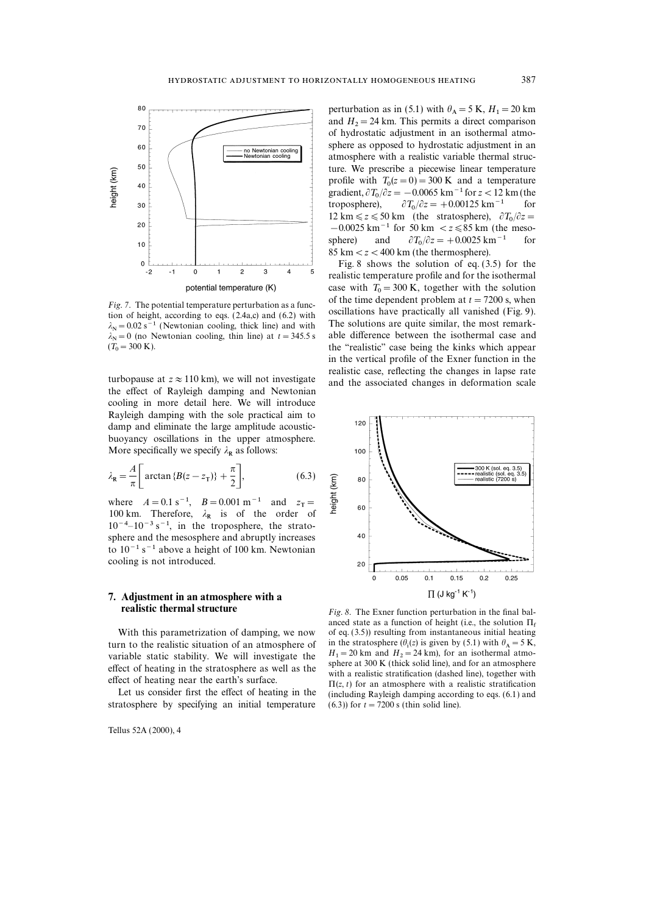*Fig. 7.* The potential temperature perturbation as a function of height, according to eqs. (2.4a,c) and (6.2) with $\lambda_N = 0.02\ \mathrm{s}^{-1}$ (Newtonian cooling, thick line) and with $\lambda_N = 0$ (no Newtonian cooling, thin line) at $t = 345.5$ s ($T_0 = 300$ K).

turbopause at $z \approx 110$ km), we will not investigate the effect of Rayleigh damping and Newtonian cooling in more detail here. We will introduce Rayleigh damping with the sole practical aim to damp and eliminate the large amplitude acoustic-buoyancy oscillations in the upper atmosphere. More specifically we specify $\lambda_R$ as follows:

$$\lambda_R = \frac{A}{\pi}\left[\arctan\{B(z - z_T)\} + \frac{\pi}{2}\right], \tag{6.3}$$

where $A = 0.1\ \mathrm{s}^{-1}$, $B = 0.001\ \mathrm{m}^{-1}$ and $z_T = 100$ km. Therefore, $\lambda_R$ is of the order of $10^{-4}$–$10^{-3}\ \mathrm{s}^{-1}$, in the troposphere, the stratosphere and the mesosphere and abruptly increases to $10^{-1}\ \mathrm{s}^{-1}$ above a height of 100 km. Newtonian cooling is not introduced.

## 7. Adjustment in an atmosphere with a realistic thermal structure

With this parametrization of damping, we now turn to the realistic situation of an atmosphere of variable static stability. We will investigate the effect of heating in the stratosphere as well as the effect of heating near the earth's surface.

Let us consider first the effect of heating in the stratosphere by specifying an initial temperature perturbation as in (5.1) with $\theta_A = 5$ K, $H_1 = 20$ km and $H_2 = 24$ km. This permits a direct comparison of hydrostatic adjustment in an isothermal atmosphere as opposed to hydrostatic adjustment in an atmosphere with a realistic variable thermal structure. We prescribe a piecewise linear temperature profile with $T_0(z = 0) = 300$ K and a temperature gradient, $\partial T_0/\partial z = -0.0065\ \mathrm{km}^{-1}$ for $z < 12$ km (the troposphere), $\partial T_0/\partial z = +0.00125\ \mathrm{km}^{-1}$ for $12\ \mathrm{km} \leqslant z \leqslant 50$ km (the stratosphere), $\partial T_0/\partial z = -0.0025\ \mathrm{km}^{-1}$ for $50\ \mathrm{km} < z \leqslant 85$ km (the mesosphere) and $\partial T_0/\partial z = +0.0025\ \mathrm{km}^{-1}$ for $85\ \mathrm{km} < z < 400$ km (the thermosphere).

Fig. 8 shows the solution of eq. (3.5) for the realistic temperature profile and for the isothermal case with $T_0 = 300$ K, together with the solution of the time dependent problem at $t = 7200$ s, when oscillations have practically all vanished (Fig. 9). The solutions are quite similar, the most remarkable difference between the isothermal case and the "realistic" case being the kinks which appear in the vertical profile of the Exner function in the realistic case, reflecting the changes in lapse rate and the associated changes in deformation scale

*Fig. 8.* The Exner function perturbation in the final balanced state as a function of height (i.e., the solution $\Pi_f$ of eq. (3.5)) resulting from instantaneous initial heating in the stratosphere ($\theta_i(z)$ is given by (5.1) with $\theta_A = 5$ K, $H_1 = 20$ km and $H_2 = 24$ km), for an isothermal atmosphere at 300 K (thick solid line), and for an atmosphere with a realistic stratification (dashed line), together with $\Pi(z, t)$ for an atmosphere with a realistic stratification (including Rayleigh damping according to eqs. (6.1) and (6.3)) for $t = 7200$ s (thin solid line).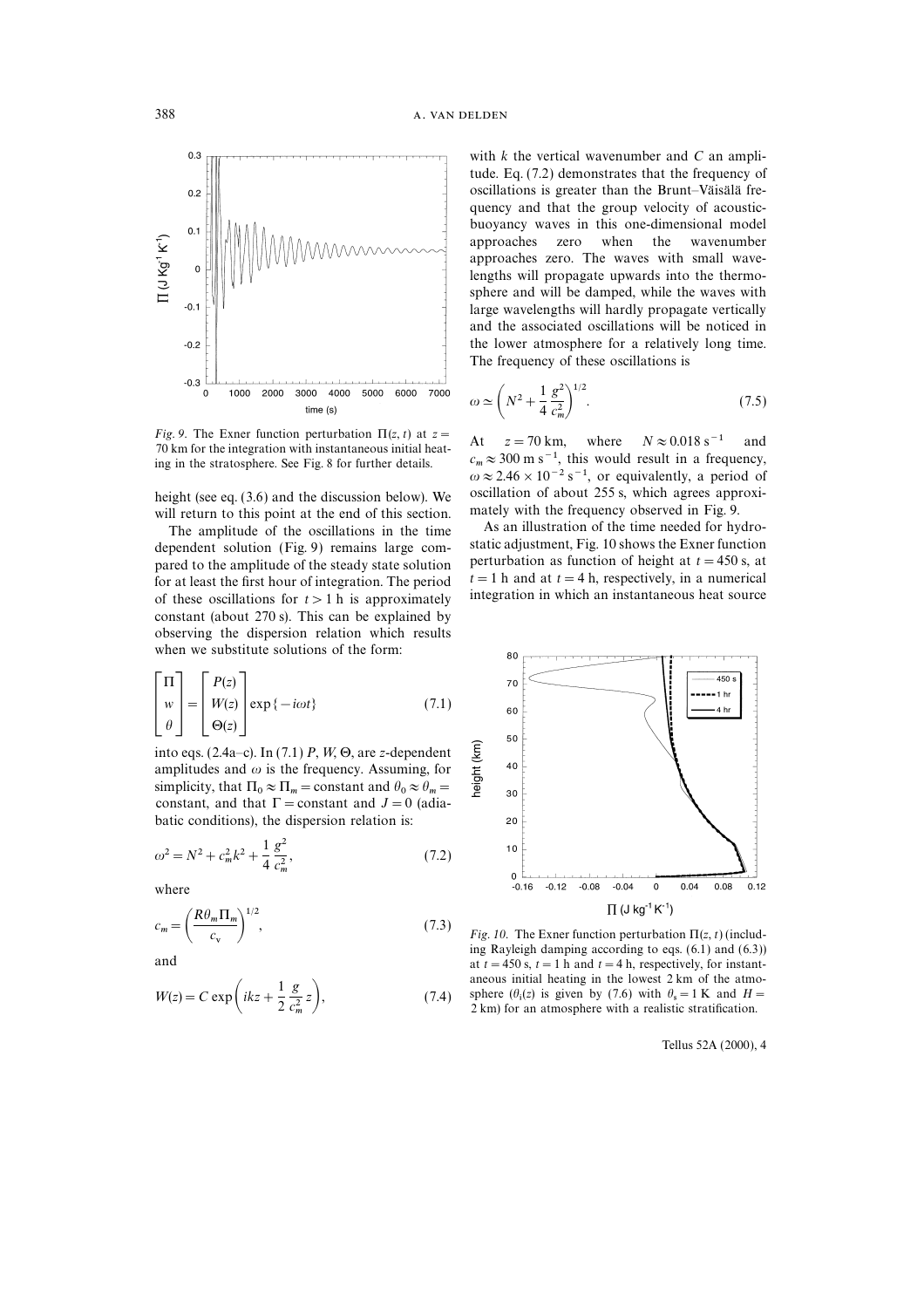*Fig. 9.* The Exner function perturbation $\Pi(z, t)$ at $z = 70$ km for the integration with instantaneous initial heating in the stratosphere. See Fig. 8 for further details.

height (see eq. (3.6) and the discussion below). We will return to this point at the end of this section.

The amplitude of the oscillations in the time dependent solution (Fig. 9) remains large compared to the amplitude of the steady state solution for at least the first hour of integration. The period of these oscillations for $t > 1$ h is approximately constant (about 270 s). This can be explained by observing the dispersion relation which results when we substitute solutions of the form:

$$\begin{bmatrix} \Pi \\ w \\ \theta \end{bmatrix} = \begin{bmatrix} P(z) \\ W(z) \\ \Theta(z) \end{bmatrix} \exp\{-i\omega t\} \tag{7.1}$$

into eqs. (2.4a–c). In (7.1) $P$, $W$, $\Theta$, are $z$-dependent amplitudes and $\omega$ is the frequency. Assuming, for simplicity, that $\Pi_0 \approx \Pi_m =$ constant and $\theta_0 \approx \theta_m =$ constant, and that $\Gamma =$ constant and $J = 0$ (adiabatic conditions), the dispersion relation is:

$$\omega^2 = N^2 + c_m^2 k^2 + \frac{1}{4}\frac{g^2}{c_m^2}, \tag{7.2}$$

where

$$c_m = \left(\frac{R\theta_m \Pi_m}{c_v}\right)^{1/2}, \tag{7.3}$$

and

$$W(z) = C \exp\left(ikz + \frac{1}{2}\frac{g}{c_m^2}z\right), \tag{7.4}$$

with $k$ the vertical wavenumber and $C$ an amplitude. Eq. (7.2) demonstrates that the frequency of oscillations is greater than the Brunt–Väisälä frequency and that the group velocity of acoustic-buoyancy waves in this one-dimensional model approaches zero when the wavenumber approaches zero. The waves with small wavelengths will propagate upwards into the thermosphere and will be damped, while the waves with large wavelengths will hardly propagate vertically and the associated oscillations will be noticed in the lower atmosphere for a relatively long time. The frequency of these oscillations is

$$\omega \simeq \left(N^2 + \frac{1}{4}\frac{g^2}{c_m^2}\right)^{1/2}. \tag{7.5}$$

At $z = 70$ km, where $N \approx 0.018$ s$^{-1}$ and $c_m \approx 300$ m s$^{-1}$, this would result in a frequency, $\omega \approx 2.46 \times 10^{-2}$ s$^{-1}$, or equivalently, a period of oscillation of about 255 s, which agrees approximately with the frequency observed in Fig. 9.

As an illustration of the time needed for hydrostatic adjustment, Fig. 10 shows the Exner function perturbation as function of height at $t = 450$ s, at $t = 1$ h and at $t = 4$ h, respectively, in a numerical integration in which an instantaneous heat source

*Fig. 10.* The Exner function perturbation $\Pi(z, t)$ (including Rayleigh damping according to eqs. (6.1) and (6.3)) at $t = 450$ s, $t = 1$ h and $t = 4$ h, respectively, for instantaneous initial heating in the lowest 2 km of the atmosphere ($\theta_i(z)$ is given by (7.6) with $\theta_s = 1$ K and $H = 2$ km) for an atmosphere with a realistic stratification.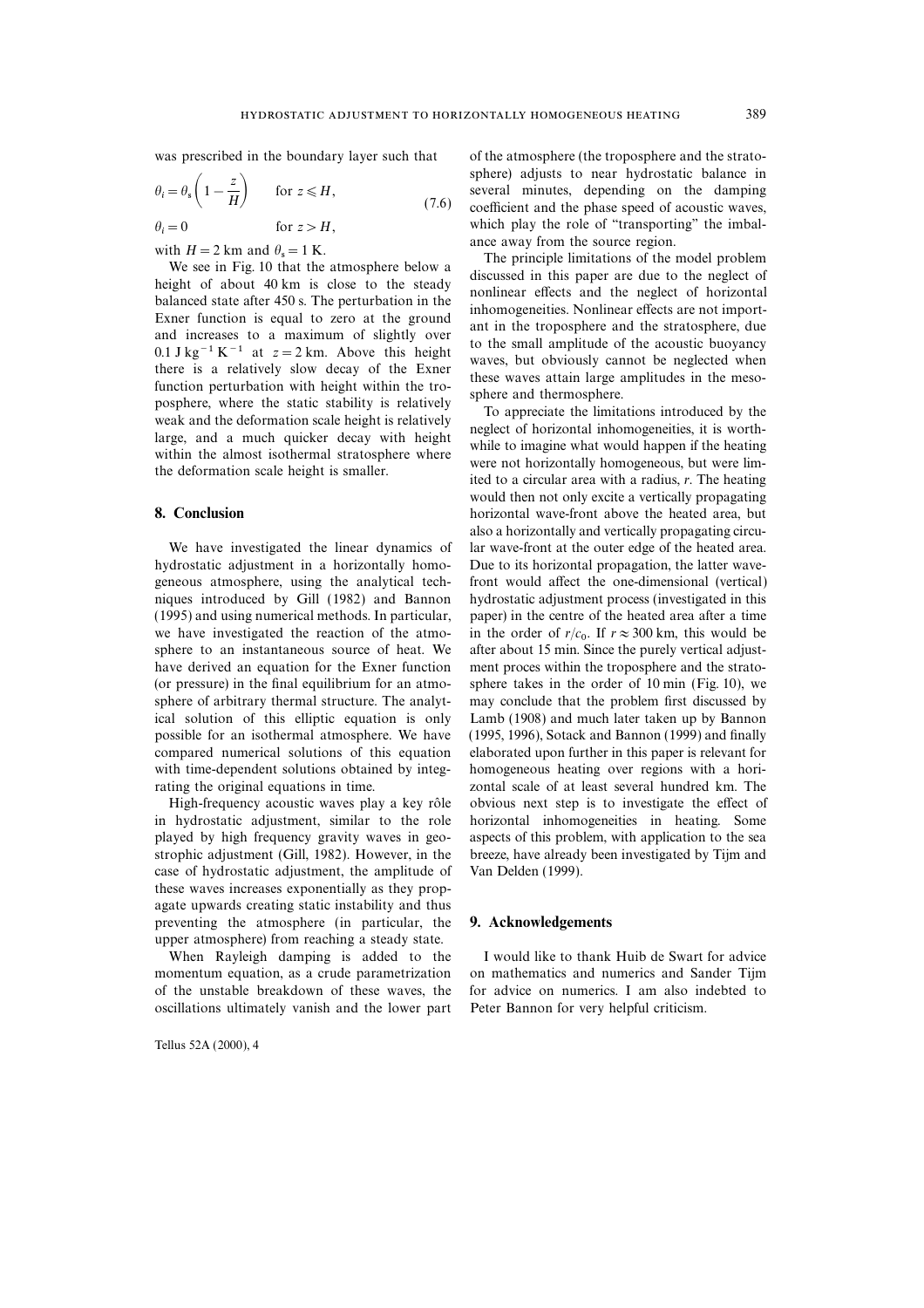was prescribed in the boundary layer such that

$$\theta_i = \theta_s \left(1 - \frac{z}{H}\right) \qquad \text{for } z \leqslant H,$$
$$\theta_i = 0 \qquad \text{for } z > H, \tag{7.6}$$

with $H = 2$ km and $\theta_s = 1$ K.

We see in Fig. 10 that the atmosphere below a height of about 40 km is close to the steady balanced state after 450 s. The perturbation in the Exner function is equal to zero at the ground and increases to a maximum of slightly over 0.1 J kg$^{-1}$ K$^{-1}$ at $z = 2$ km. Above this height there is a relatively slow decay of the Exner function perturbation with height within the troposphere, where the static stability is relatively weak and the deformation scale height is relatively large, and a much quicker decay with height within the almost isothermal stratosphere where the deformation scale height is smaller.

## 8. Conclusion

We have investigated the linear dynamics of hydrostatic adjustment in a horizontally homogeneous atmosphere, using the analytical techniques introduced by Gill (1982) and Bannon (1995) and using numerical methods. In particular, we have investigated the reaction of the atmosphere to an instantaneous source of heat. We have derived an equation for the Exner function (or pressure) in the final equilibrium for an atmosphere of arbitrary thermal structure. The analytical solution of this elliptic equation is only possible for an isothermal atmosphere. We have compared numerical solutions of this equation with time-dependent solutions obtained by integrating the original equations in time.

High-frequency acoustic waves play a key rôle in hydrostatic adjustment, similar to the role played by high frequency gravity waves in geostrophic adjustment (Gill, 1982). However, in the case of hydrostatic adjustment, the amplitude of these waves increases exponentially as they propagate upwards creating static instability and thus preventing the atmosphere (in particular, the upper atmosphere) from reaching a steady state.

When Rayleigh damping is added to the momentum equation, as a crude parametrization of the unstable breakdown of these waves, the oscillations ultimately vanish and the lower part of the atmosphere (the troposphere and the stratosphere) adjusts to near hydrostatic balance in several minutes, depending on the damping coefficient and the phase speed of acoustic waves, which play the role of "transporting" the imbalance away from the source region.

The principle limitations of the model problem discussed in this paper are due to the neglect of nonlinear effects and the neglect of horizontal inhomogeneities. Nonlinear effects are not important in the troposphere and the stratosphere, due to the small amplitude of the acoustic buoyancy waves, but obviously cannot be neglected when these waves attain large amplitudes in the mesosphere and thermosphere.

To appreciate the limitations introduced by the neglect of horizontal inhomogeneities, it is worthwhile to imagine what would happen if the heating were not horizontally homogeneous, but were limited to a circular area with a radius, $r$. The heating would then not only excite a vertically propagating horizontal wave-front above the heated area, but also a horizontally and vertically propagating circular wave-front at the outer edge of the heated area. Due to its horizontal propagation, the latter wave-front would affect the one-dimensional (vertical) hydrostatic adjustment process (investigated in this paper) in the centre of the heated area after a time in the order of $r/c_0$. If $r \approx 300$ km, this would be after about 15 min. Since the purely vertical adjustment proces within the troposphere and the stratosphere takes in the order of 10 min (Fig. 10), we may conclude that the problem first discussed by Lamb (1908) and much later taken up by Bannon (1995, 1996), Sotack and Bannon (1999) and finally elaborated upon further in this paper is relevant for homogeneous heating over regions with a horizontal scale of at least several hundred km. The obvious next step is to investigate the effect of horizontal inhomogeneities in heating. Some aspects of this problem, with application to the sea breeze, have already been investigated by Tijm and Van Delden (1999).

## 9. Acknowledgements

I would like to thank Huib de Swart for advice on mathematics and numerics and Sander Tijm for advice on numerics. I am also indebted to Peter Bannon for very helpful criticism.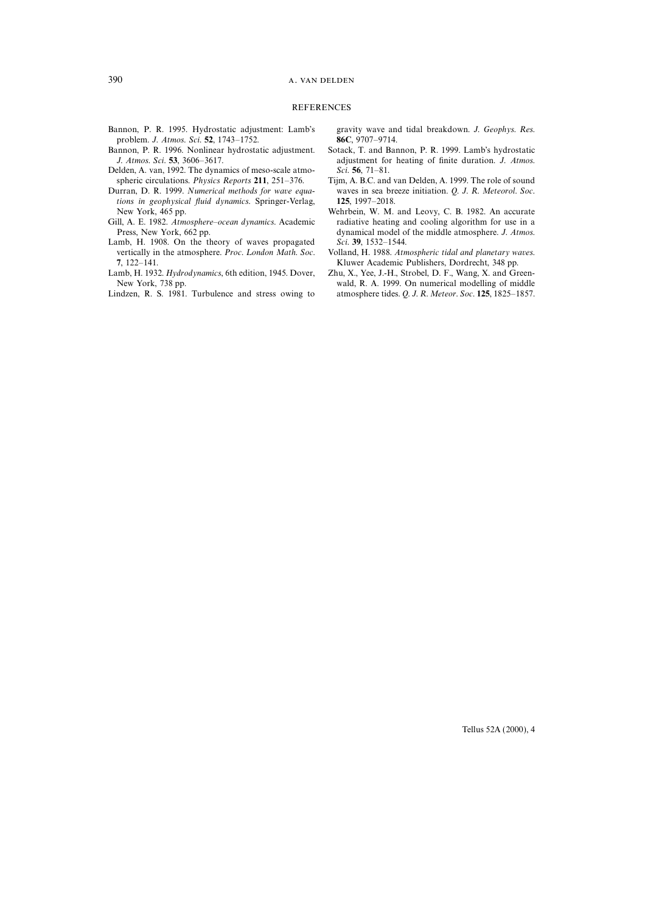## REFERENCES

- Bannon, P. R. 1995. Hydrostatic adjustment: Lamb's problem. *J. Atmos. Sci.* **52**, 1743–1752.
- Bannon, P. R. 1996. Nonlinear hydrostatic adjustment. *J. Atmos. Sci.* **53**, 3606–3617.
- Delden, A. van, 1992. The dynamics of meso-scale atmospheric circulations. *Physics Reports* **211**, 251–376.
- Durran, D. R. 1999. *Numerical methods for wave equations in geophysical fluid dynamics*. Springer-Verlag, New York, 465 pp.
- Gill, A. E. 1982. *Atmosphere–ocean dynamics*. Academic Press, New York, 662 pp.
- Lamb, H. 1908. On the theory of waves propagated vertically in the atmosphere. *Proc. London Math. Soc.* **7**, 122–141.
- Lamb, H. 1932. *Hydrodynamics*, 6th edition, 1945. Dover, New York, 738 pp.
- Lindzen, R. S. 1981. Turbulence and stress owing to gravity wave and tidal breakdown. *J. Geophys. Res.* **86C**, 9707–9714.
- Sotack, T. and Bannon, P. R. 1999. Lamb's hydrostatic adjustment for heating of finite duration. *J. Atmos. Sci.* **56**, 71–81.
- Tijm, A. B.C. and van Delden, A. 1999. The role of sound waves in sea breeze initiation. *Q. J. R. Meteorol. Soc.* **125**, 1997–2018.
- Wehrbein, W. M. and Leovy, C. B. 1982. An accurate radiative heating and cooling algorithm for use in a dynamical model of the middle atmosphere. *J. Atmos. Sci.* **39**, 1532–1544.
- Volland, H. 1988. *Atmospheric tidal and planetary waves*. Kluwer Academic Publishers, Dordrecht, 348 pp.
- Zhu, X., Yee, J.-H., Strobel, D. F., Wang, X. and Greenwald, R. A. 1999. On numerical modelling of middle atmosphere tides. *Q. J. R. Meteor. Soc.* **125**, 1825–1857.